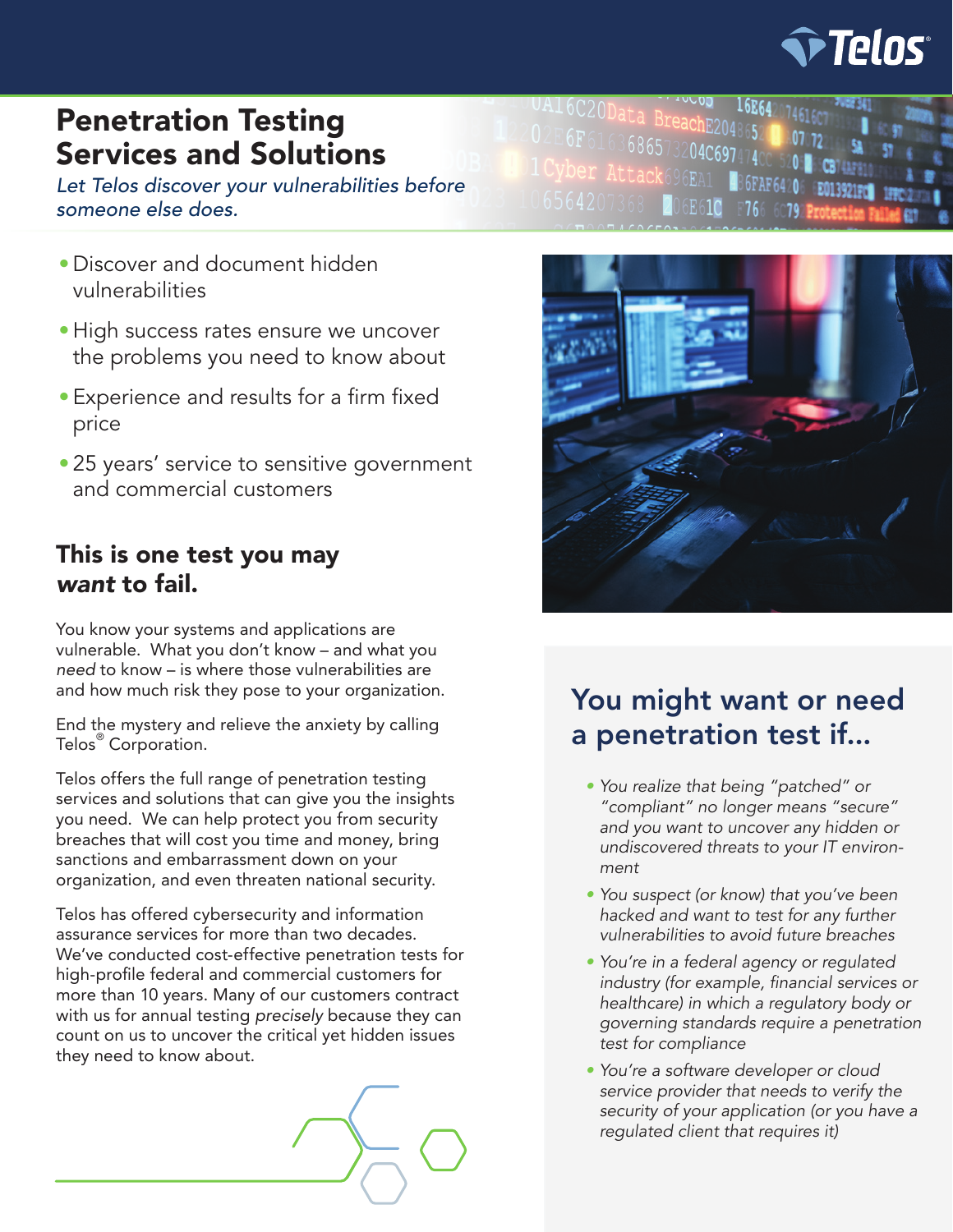# Penetration Testing Services and Solutions

*Let Telos discover your vulnerabilities before someone else does.*

- Discover and document hidden vulnerabilities
- High success rates ensure we uncover the problems you need to know about
- Experience and results for a firm fixed price
- 25 years' service to sensitive government and commercial customers

## This is one test you may *want* to fail.

You know your systems and applications are vulnerable. What you don't know – and what you *need* to know – is where those vulnerabilities are and how much risk they pose to your organization.

End the mystery and relieve the anxiety by calling Telos® Corporation.

Telos offers the full range of penetration testing services and solutions that can give you the insights you need. We can help protect you from security breaches that will cost you time and money, bring sanctions and embarrassment down on your organization, and even threaten national security.

Telos has offered cybersecurity and information assurance services for more than two decades. We've conducted cost-effective penetration tests for high-profile federal and commercial customers for more than 10 years. Many of our customers contract with us for annual testing *precisely* because they can count on us to uncover the critical yet hidden issues they need to know about.

## You might want or need a penetration test if...

- *You realize that being "patched" or "compliant" no longer means "secure" and you want to uncover any hidden or undiscovered threats to your IT environment*
- *You suspect (or know) that you've been hacked and want to test for any further vulnerabilities to avoid future breaches*
- *You're in a federal agency or regulated industry (for example, financial services or healthcare) in which a regulatory body or governing standards require a penetration test for compliance*
- *You're a software developer or cloud service provider that needs to verify the security of your application (or you have a regulated client that requires it)*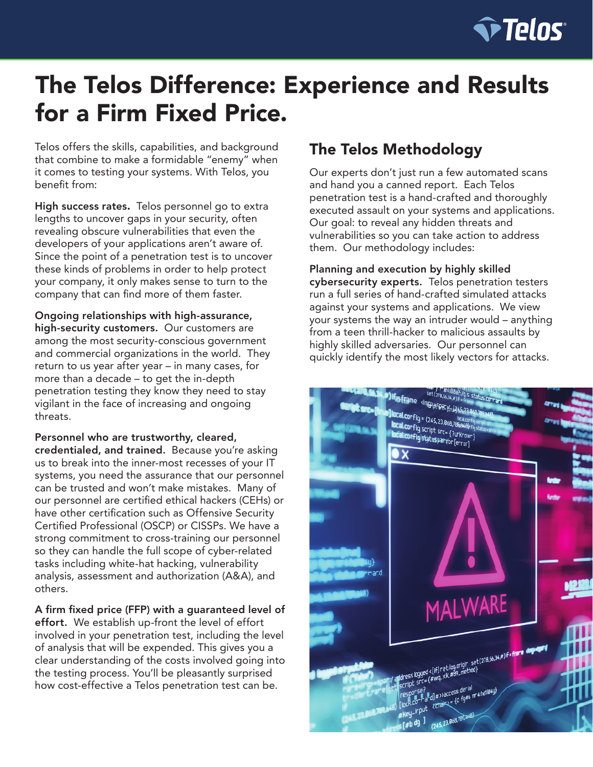# The Telos Difference: Experience and Results for a Firm Fixed Price.

Telos offers the skills, capabilities, and background that combine to make a formidable "enemy" when it comes to testing your systems. With Telos, you benefit from:

**High success rates.** Telos personnel go to extra lengths to uncover gaps in your security, often revealing obscure vulnerabilities that even the developers of your applications aren't aware of. Since the point of a penetration test is to uncover these kinds of problems in order to help protect your company, it only makes sense to turn to the company that can find more of them faster.

**Ongoing relationships with high-assurance, high-security customers.** Our customers are among the most security-conscious government and commercial organizations in the world. They return to us year after year – in many cases, for more than a decade – to get the in-depth penetration testing they know they need to stay vigilant in the face of increasing and ongoing threats.

**Personnel who are trustworthy, cleared, credentialed, and trained.** Because you're asking us to break into the inner-most recesses of your IT systems, you need the assurance that our personnel can be trusted and won't make mistakes. Many of our personnel are certified ethical hackers (CEHs) or have other certification such as Offensive Security Certified Professional (OSCP) or CISSPs. We have a strong commitment to cross-training our personnel so they can handle the full scope of cyber-related tasks including white-hat hacking, vulnerability analysis, assessment and authorization (A&A), and others.

**A firm fixed price (FFP) with a guaranteed level of effort.** We establish up-front the level of effort involved in your penetration test, including the level of analysis that will be expended. This gives you a clear understanding of the costs involved going into the testing process. You'll be pleasantly surprised how cost-effective a Telos penetration test can be.

## The Telos Methodology

Our experts don't just run a few automated scans and hand you a canned report. Each Telos penetration test is a hand-crafted and thoroughly executed assault on your systems and applications. Our goal: to reveal any hidden threats and vulnerabilities so you can take action to address them. Our methodology includes:

**Planning and execution by highly skilled cybersecurity experts.** Telos penetration testers run a full series of hand-crafted simulated attacks against your systems and applications. We view your systems the way an intruder would – anything from a teen thrill-hacker to malicious assaults by highly skilled adversaries. Our personnel can quickly identify the most likely vectors for attacks.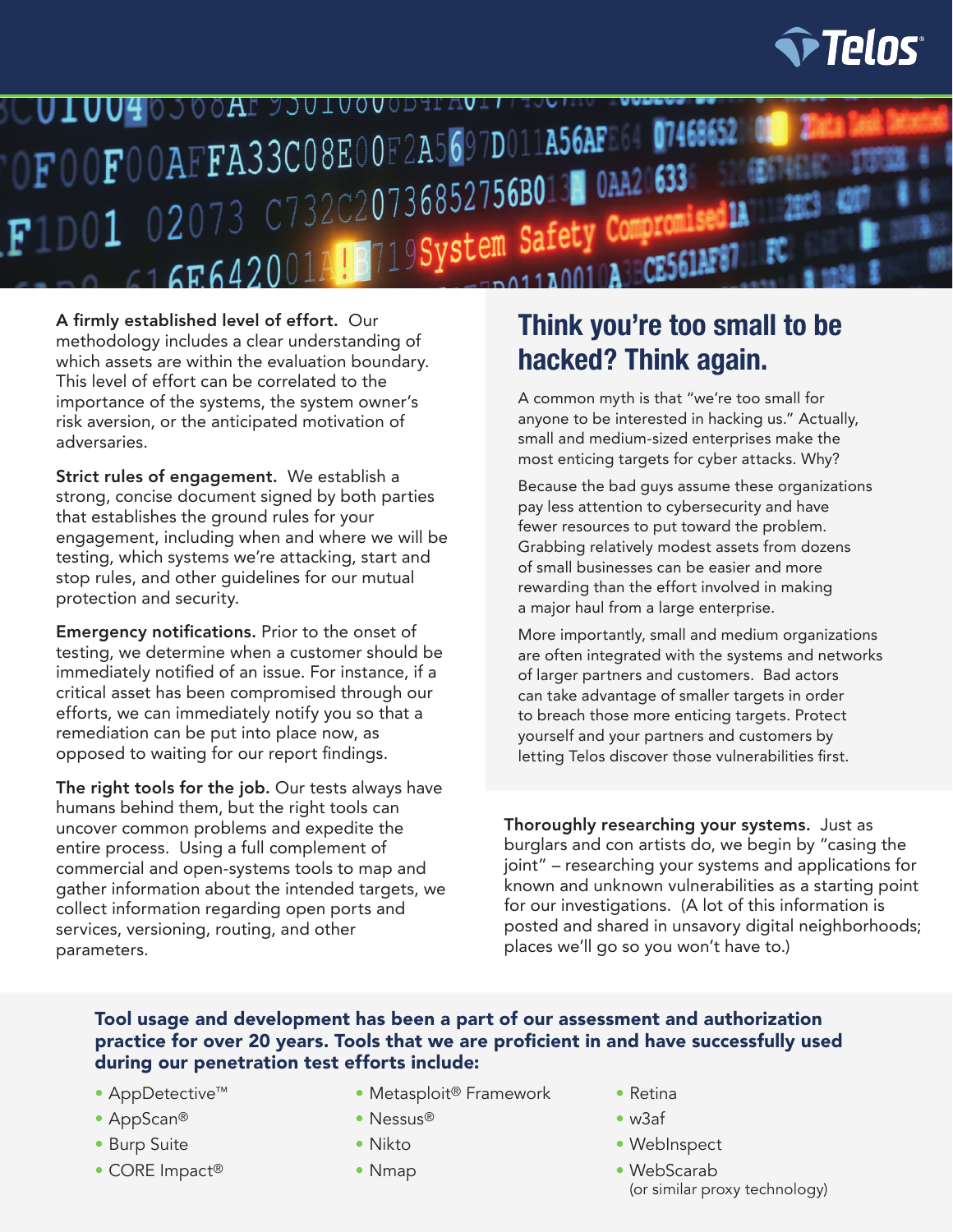**A firmly established level of effort.** Our methodology includes a clear understanding of which assets are within the evaluation boundary. This level of effort can be correlated to the importance of the systems, the system owner's risk aversion, or the anticipated motivation of adversaries.

**Strict rules of engagement.** We establish a strong, concise document signed by both parties that establishes the ground rules for your engagement, including when and where we will be testing, which systems we're attacking, start and stop rules, and other guidelines for our mutual protection and security.

**Emergency notifications.** Prior to the onset of testing, we determine when a customer should be immediately notified of an issue. For instance, if a critical asset has been compromised through our efforts, we can immediately notify you so that a remediation can be put into place now, as opposed to waiting for our report findings.

**The right tools for the job.** Our tests always have humans behind them, but the right tools can uncover common problems and expedite the entire process. Using a full complement of commercial and open-systems tools to map and gather information about the intended targets, we collect information regarding open ports and services, versioning, routing, and other parameters.

## Think you're too small to be hacked? Think again.

A common myth is that "we're too small for anyone to be interested in hacking us." Actually, small and medium-sized enterprises make the most enticing targets for cyber attacks. Why?

Because the bad guys assume these organizations pay less attention to cybersecurity and have fewer resources to put toward the problem. Grabbing relatively modest assets from dozens of small businesses can be easier and more rewarding than the effort involved in making a major haul from a large enterprise.

More importantly, small and medium organizations are often integrated with the systems and networks of larger partners and customers. Bad actors can take advantage of smaller targets in order to breach those more enticing targets. Protect yourself and your partners and customers by letting Telos discover those vulnerabilities first.

**Thoroughly researching your systems.** Just as burglars and con artists do, we begin by "casing the joint" – researching your systems and applications for known and unknown vulnerabilities as a starting point for our investigations. (A lot of this information is posted and shared in unsavory digital neighborhoods; places we'll go so you won't have to.)

**Tool usage and development has been a part of our assessment and authorization practice for over 20 years. Tools that we are proficient in and have successfully used during our penetration test efforts include:**

- AppDetective™
- AppScan®
- Burp Suite
- CORE Impact®
- Metasploit® Framework
- Nessus®
- Nikto
- Nmap
- Retina
- w3af
- WebInspect
- WebScarab (or similar proxy technology)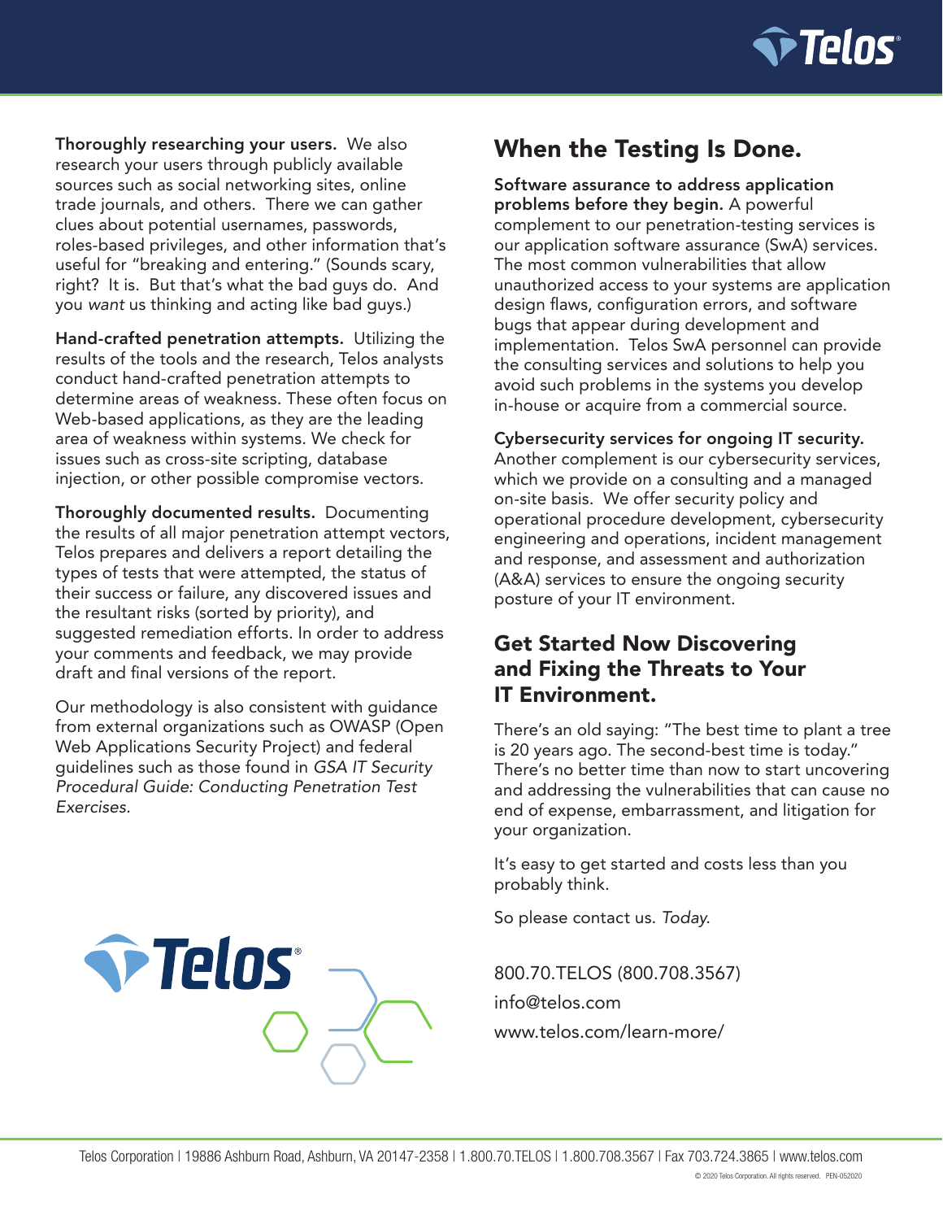**Thoroughly researching your users.** We also research your users through publicly available sources such as social networking sites, online trade journals, and others. There we can gather clues about potential usernames, passwords, roles-based privileges, and other information that's useful for "breaking and entering." (Sounds scary, right? It is. But that's what the bad guys do. And you *want* us thinking and acting like bad guys.)

**Hand-crafted penetration attempts.** Utilizing the results of the tools and the research, Telos analysts conduct hand-crafted penetration attempts to determine areas of weakness. These often focus on Web-based applications, as they are the leading area of weakness within systems. We check for issues such as cross-site scripting, database injection, or other possible compromise vectors.

**Thoroughly documented results.** Documenting the results of all major penetration attempt vectors, Telos prepares and delivers a report detailing the types of tests that were attempted, the status of their success or failure, any discovered issues and the resultant risks (sorted by priority), and suggested remediation efforts. In order to address your comments and feedback, we may provide draft and final versions of the report.

Our methodology is also consistent with guidance from external organizations such as OWASP (Open Web Applications Security Project) and federal guidelines such as those found in *GSA IT Security Procedural Guide: Conducting Penetration Test Exercises.*

## When the Testing Is Done.

**Software assurance to address application problems before they begin.** A powerful complement to our penetration-testing services is our application software assurance (SwA) services. The most common vulnerabilities that allow unauthorized access to your systems are application design flaws, configuration errors, and software bugs that appear during development and implementation. Telos SwA personnel can provide the consulting services and solutions to help you avoid such problems in the systems you develop in-house or acquire from a commercial source.

**Cybersecurity services for ongoing IT security.** Another complement is our cybersecurity services, which we provide on a consulting and a managed on-site basis. We offer security policy and operational procedure development, cybersecurity engineering and operations, incident management and response, and assessment and authorization (A&A) services to ensure the ongoing security posture of your IT environment.

## Get Started Now Discovering and Fixing the Threats to Your IT Environment.

There's an old saying: "The best time to plant a tree is 20 years ago. The second-best time is today." There's no better time than now to start uncovering and addressing the vulnerabilities that can cause no end of expense, embarrassment, and litigation for your organization.

It's easy to get started and costs less than you probably think.

So please contact us. *Today.*

800.70.TELOS (800.708.3567)
info@telos.com
www.telos.com/learn-more/

Telos Corporation | 19886 Ashburn Road, Ashburn, VA 20147-2358 | 1.800.70.TELOS | 1.800.708.3567 | Fax 703.724.3865 | www.telos.com

© 2020 Telos Corporation. All rights reserved. PEN-052020